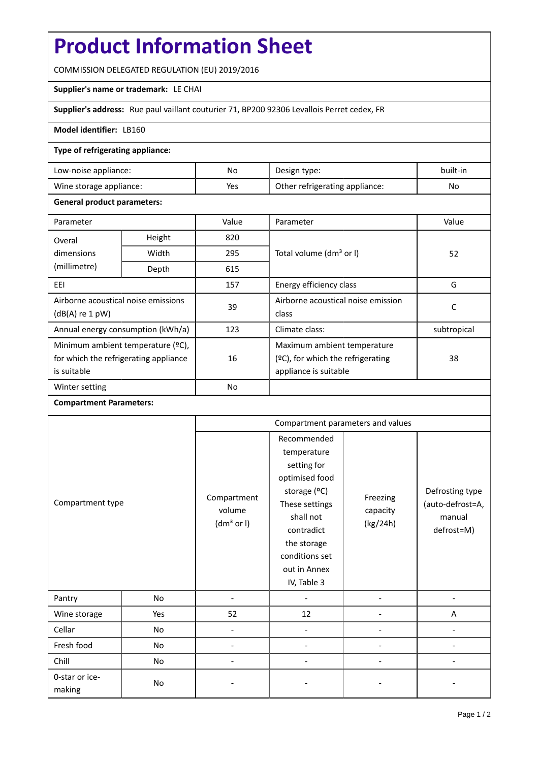# Product Information Sheet

COMMISSION DELEGATED REGULATION (EU) 2019/2016

**Supplier's name or trademark:** LE CHAI

**Supplier's address:** Rue paul vaillant couturier 71, BP200 92306 Levallois Perret cedex, FR

**Model identifier:** LB160

**Type of refrigerating appliance:**

| Low-noise appliance: | No | Design type: | built-in |
|---|---|---|---|
| Wine storage appliance: | Yes | Other refrigerating appliance: | No |

**General product parameters:**

| Parameter | | Value | Parameter | Value |
|---|---|---|---|---|
| Overal dimensions (millimetre) | Height | 820 | Total volume (dm³ or l) | 52 |
| | Width | 295 | | |
| | Depth | 615 | | |
| EEI | | 157 | Energy efficiency class | G |
| Airborne acoustical noise emissions (dB(A) re 1 pW) | | 39 | Airborne acoustical noise emission class | C |
| Annual energy consumption (kWh/a) | | 123 | Climate class: | subtropical |
| Minimum ambient temperature (ºC), for which the refrigerating appliance is suitable | | 16 | Maximum ambient temperature (ºC), for which the refrigerating appliance is suitable | 38 |
| Winter setting | | No | | |

**Compartment Parameters:**

| Compartment type | | Compartment parameters and values | | | |
|---|---|---|---|---|---|
| | | Compartment volume (dm³ or l) | Recommended temperature setting for optimised food storage (ºC) These settings shall not contradict the storage conditions set out in Annex IV, Table 3 | Freezing capacity (kg/24h) | Defrosting type (auto-defrost=A, manual defrost=M) |
| Pantry | No | - | - | - | - |
| Wine storage | Yes | 52 | 12 | - | A |
| Cellar | No | - | - | - | - |
| Fresh food | No | - | - | - | - |
| Chill | No | - | - | - | - |
| 0-star or ice-making | No | - | - | - | - |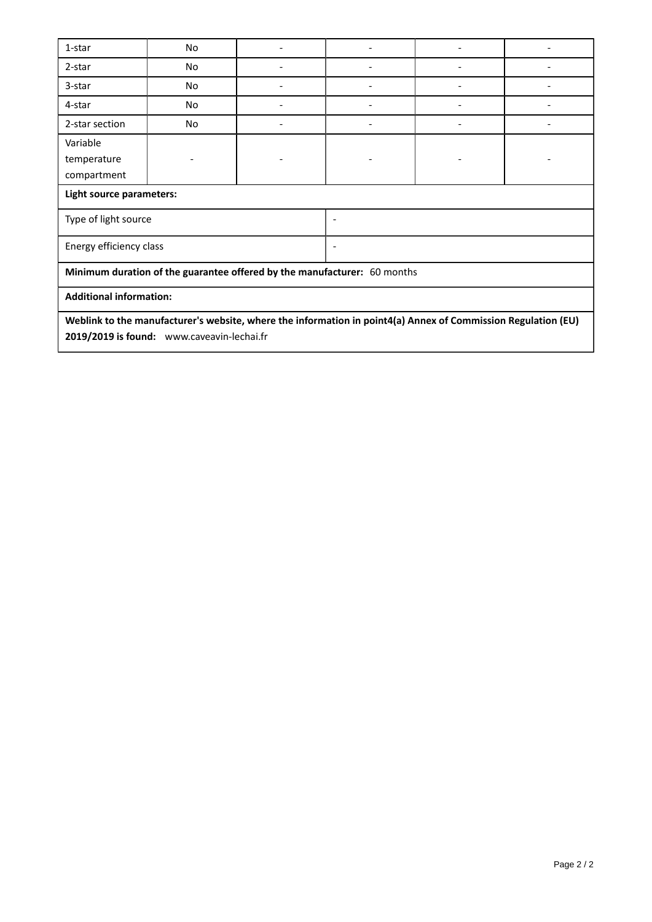| | | | | | |
|---|---|---|---|---|---|
| 1-star | No | - | - | - | - |
| 2-star | No | - | - | - | - |
| 3-star | No | - | - | - | - |
| 4-star | No | - | - | - | - |
| 2-star section | No | - | - | - | - |
| Variable temperature compartment | - | - | - | - | - |

**Light source parameters:**

| | |
|---|---|
| Type of light source | - |
| Energy efficiency class | - |

**Minimum duration of the guarantee offered by the manufacturer:** 60 months

**Additional information:**

**Weblink to the manufacturer's website, where the information in point4(a) Annex of Commission Regulation (EU) 2019/2019 is found:** www.caveavin-lechai.fr